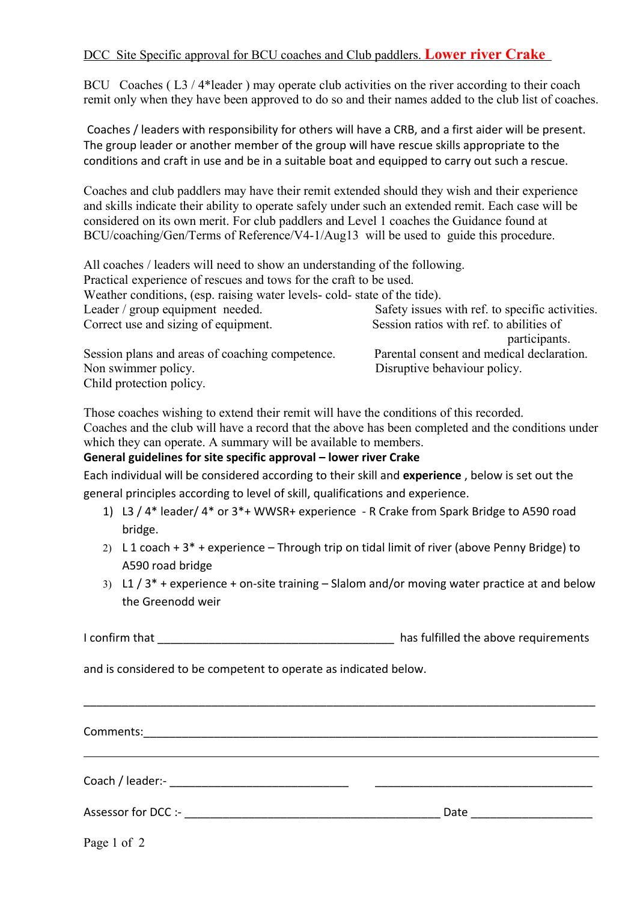DCC Site Specific approval for BCU coaches and Club paddlers. **Lower river Crake**

BCU Coaches ( L3 / 4*leader ) may operate club activities on the river according to their coach remit only when they have been approved to do so and their names added to the club list of coaches.

Coaches / leaders with responsibility for others will have a CRB, and a first aider will be present. The group leader or another member of the group will have rescue skills appropriate to the conditions and craft in use and be in a suitable boat and equipped to carry out such a rescue.

Coaches and club paddlers may have their remit extended should they wish and their experience and skills indicate their ability to operate safely under such an extended remit. Each case will be considered on its own merit. For club paddlers and Level 1 coaches the Guidance found at BCU/coaching/Gen/Terms of Reference/V4-1/Aug13 will be used to guide this procedure.

All coaches / leaders will need to show an understanding of the following.

Practical experience of rescues and tows for the craft to be used.

Weather conditions, (esp. raising water levels- cold- state of the tide).

Leader / group equipment needed.

Correct use and sizing of equipment.

Session plans and areas of coaching competence.

Non swimmer policy.

Child protection policy.

Safety issues with ref. to specific activities.

Session ratios with ref. to abilities of participants.

Parental consent and medical declaration.

Disruptive behaviour policy.

Those coaches wishing to extend their remit will have the conditions of this recorded.

Coaches and the club will have a record that the above has been completed and the conditions under which they can operate. A summary will be available to members.

**General guidelines for site specific approval – lower river Crake**

Each individual will be considered according to their skill and **experience** , below is set out the general principles according to level of skill, qualifications and experience.

1) L3 / 4* leader/ 4* or 3*+ WWSR+ experience - R Crake from Spark Bridge to A590 road bridge.
2) L 1 coach + 3* + experience – Through trip on tidal limit of river (above Penny Bridge) to A590 road bridge
3) L1 / 3* + experience + on-site training – Slalom and/or moving water practice at and below the Greenodd weir

I confirm that _______________________________________ has fulfilled the above requirements

and is considered to be competent to operate as indicated below.

_______________________________________________________________________________

Comments:______________________________________________________________________

_______________________________________________________________________________

Coach / leader:- ____________________________ ___________________________________

Assessor for DCC :- __________________________________________ Date ___________________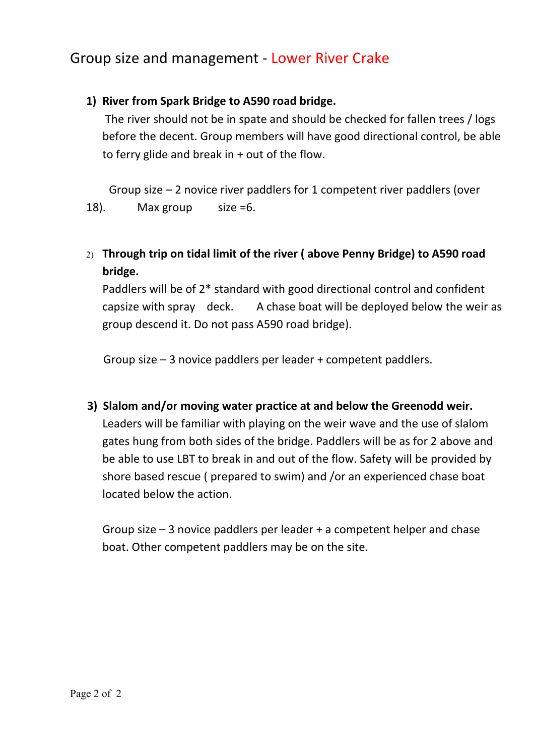# Group size and management - Lower River Crake

1) **River from Spark Bridge to A590 road bridge.**

   The river should not be in spate and should be checked for fallen trees / logs before the decent. Group members will have good directional control, be able to ferry glide and break in + out of the flow.

   Group size – 2 novice river paddlers for 1 competent river paddlers (over 18). Max group size =6.

2) **Through trip on tidal limit of the river ( above Penny Bridge) to A590 road bridge.**

   Paddlers will be of 2* standard with good directional control and confident capsize with spray deck. A chase boat will be deployed below the weir as group descend it. Do not pass A590 road bridge).

   Group size – 3 novice paddlers per leader + competent paddlers.

3) **Slalom and/or moving water practice at and below the Greenodd weir.**

   Leaders will be familiar with playing on the weir wave and the use of slalom gates hung from both sides of the bridge. Paddlers will be as for 2 above and be able to use LBT to break in and out of the flow. Safety will be provided by shore based rescue ( prepared to swim) and /or an experienced chase boat located below the action.

   Group size – 3 novice paddlers per leader + a competent helper and chase boat. Other competent paddlers may be on the site.